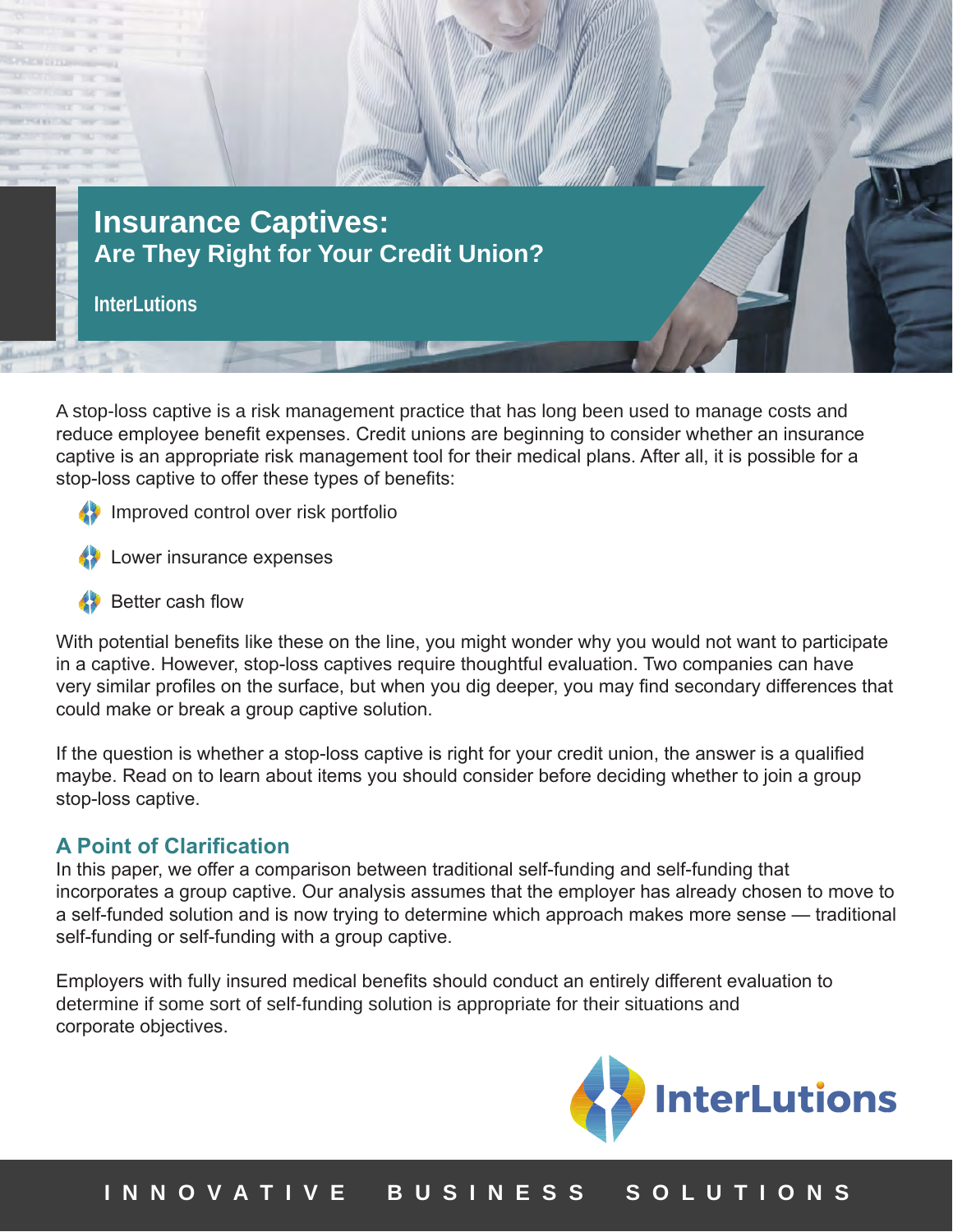# Insurance Captives:
## Are They Right for Your Credit Union?

**InterLutions**

A stop-loss captive is a risk management practice that has long been used to manage costs and reduce employee benefit expenses. Credit unions are beginning to consider whether an insurance captive is an appropriate risk management tool for their medical plans. After all, it is possible for a stop-loss captive to offer these types of benefits:

- Improved control over risk portfolio
- Lower insurance expenses
- Better cash flow

With potential benefits like these on the line, you might wonder why you would not want to participate in a captive. However, stop-loss captives require thoughtful evaluation. Two companies can have very similar profiles on the surface, but when you dig deeper, you may find secondary differences that could make or break a group captive solution.

If the question is whether a stop-loss captive is right for your credit union, the answer is a qualified maybe. Read on to learn about items you should consider before deciding whether to join a group stop-loss captive.

### A Point of Clarification

In this paper, we offer a comparison between traditional self-funding and self-funding that incorporates a group captive. Our analysis assumes that the employer has already chosen to move to a self-funded solution and is now trying to determine which approach makes more sense — traditional self-funding or self-funding with a group captive.

Employers with fully insured medical benefits should conduct an entirely different evaluation to determine if some sort of self-funding solution is appropriate for their situations and corporate objectives.

InterLutions

INNOVATIVE BUSINESS SOLUTIONS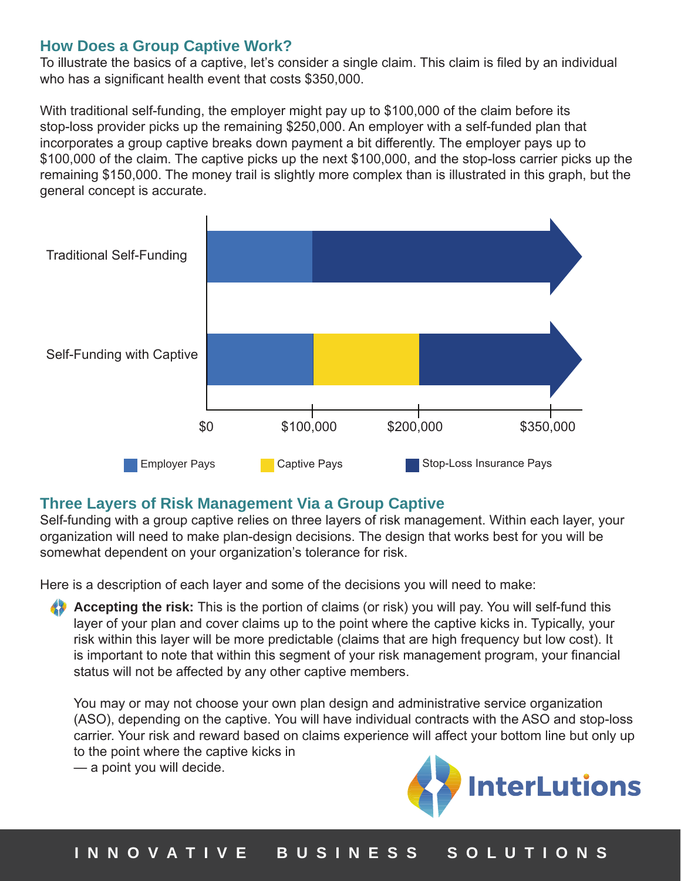## How Does a Group Captive Work?

To illustrate the basics of a captive, let's consider a single claim. This claim is filed by an individual who has a significant health event that costs $350,000.

With traditional self-funding, the employer might pay up to $100,000 of the claim before its stop-loss provider picks up the remaining $250,000. An employer with a self-funded plan that incorporates a group captive breaks down payment a bit differently. The employer pays up to $100,000 of the claim. The captive picks up the next $100,000, and the stop-loss carrier picks up the remaining $150,000. The money trail is slightly more complex than is illustrated in this graph, but the general concept is accurate.

Traditional Self-Funding

Self-Funding with Captive

$0 | $100,000 | $200,000 | $350,000

Employer Pays | Captive Pays | Stop-Loss Insurance Pays

## Three Layers of Risk Management Via a Group Captive

Self-funding with a group captive relies on three layers of risk management. Within each layer, your organization will need to make plan-design decisions. The design that works best for you will be somewhat dependent on your organization's tolerance for risk.

Here is a description of each layer and some of the decisions you will need to make:

- **Accepting the risk:** This is the portion of claims (or risk) you will pay. You will self-fund this layer of your plan and cover claims up to the point where the captive kicks in. Typically, your risk within this layer will be more predictable (claims that are high frequency but low cost). It is important to note that within this segment of your risk management program, your financial status will not be affected by any other captive members.

  You may or may not choose your own plan design and administrative service organization (ASO), depending on the captive. You will have individual contracts with the ASO and stop-loss carrier. Your risk and reward based on claims experience will affect your bottom line but only up to the point where the captive kicks in — a point you will decide.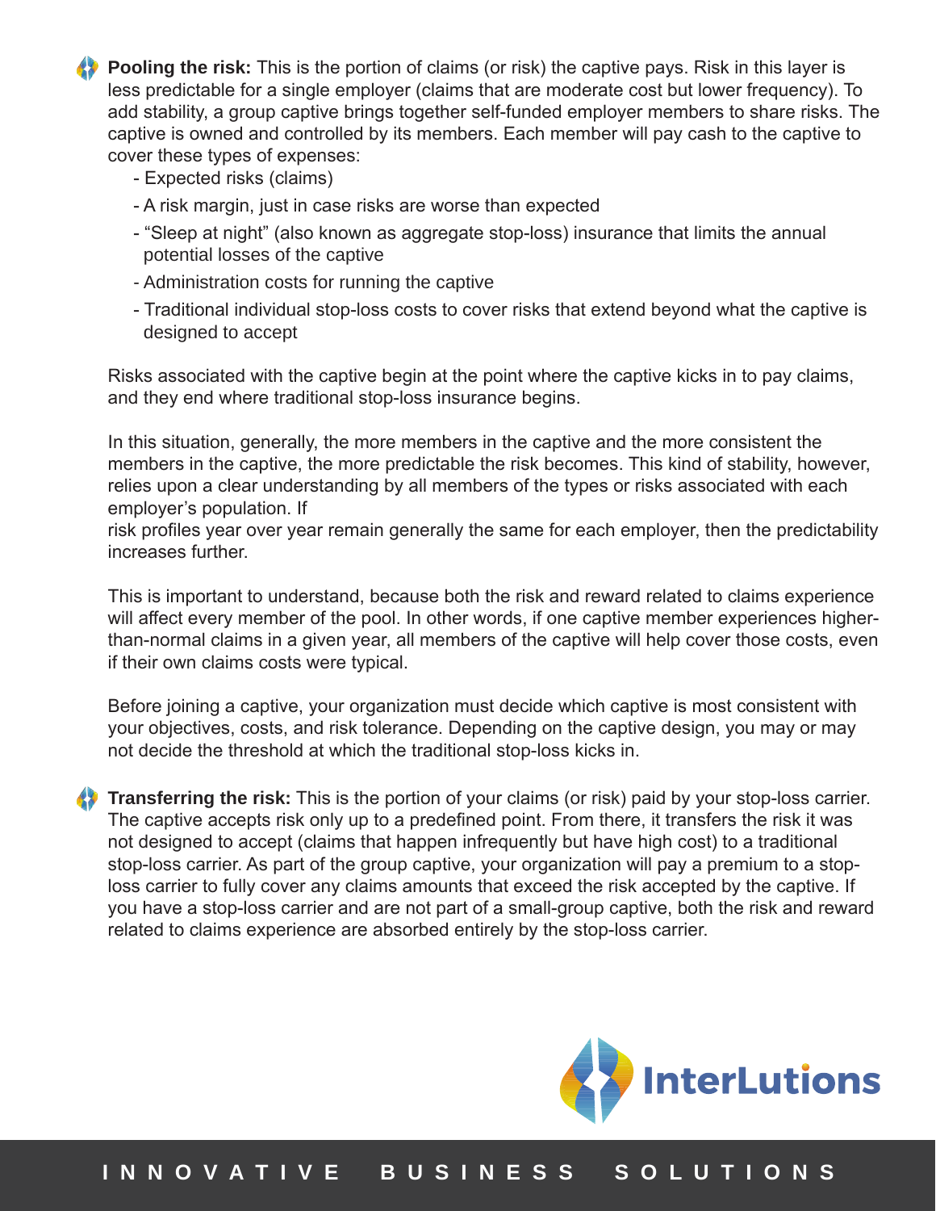- **Pooling the risk:** This is the portion of claims (or risk) the captive pays. Risk in this layer is less predictable for a single employer (claims that are moderate cost but lower frequency). To add stability, a group captive brings together self-funded employer members to share risks. The captive is owned and controlled by its members. Each member will pay cash to the captive to cover these types of expenses:
  - Expected risks (claims)
  - A risk margin, just in case risks are worse than expected
  - "Sleep at night" (also known as aggregate stop-loss) insurance that limits the annual potential losses of the captive
  - Administration costs for running the captive
  - Traditional individual stop-loss costs to cover risks that extend beyond what the captive is designed to accept

  Risks associated with the captive begin at the point where the captive kicks in to pay claims, and they end where traditional stop-loss insurance begins.

  In this situation, generally, the more members in the captive and the more consistent the members in the captive, the more predictable the risk becomes. This kind of stability, however, relies upon a clear understanding by all members of the types or risks associated with each employer's population. If risk profiles year over year remain generally the same for each employer, then the predictability increases further.

  This is important to understand, because both the risk and reward related to claims experience will affect every member of the pool. In other words, if one captive member experiences higher-than-normal claims in a given year, all members of the captive will help cover those costs, even if their own claims costs were typical.

  Before joining a captive, your organization must decide which captive is most consistent with your objectives, costs, and risk tolerance. Depending on the captive design, you may or may not decide the threshold at which the traditional stop-loss kicks in.

- **Transferring the risk:** This is the portion of your claims (or risk) paid by your stop-loss carrier. The captive accepts risk only up to a predefined point. From there, it transfers the risk it was not designed to accept (claims that happen infrequently but have high cost) to a traditional stop-loss carrier. As part of the group captive, your organization will pay a premium to a stop-loss carrier to fully cover any claims amounts that exceed the risk accepted by the captive. If you have a stop-loss carrier and are not part of a small-group captive, both the risk and reward related to claims experience are absorbed entirely by the stop-loss carrier.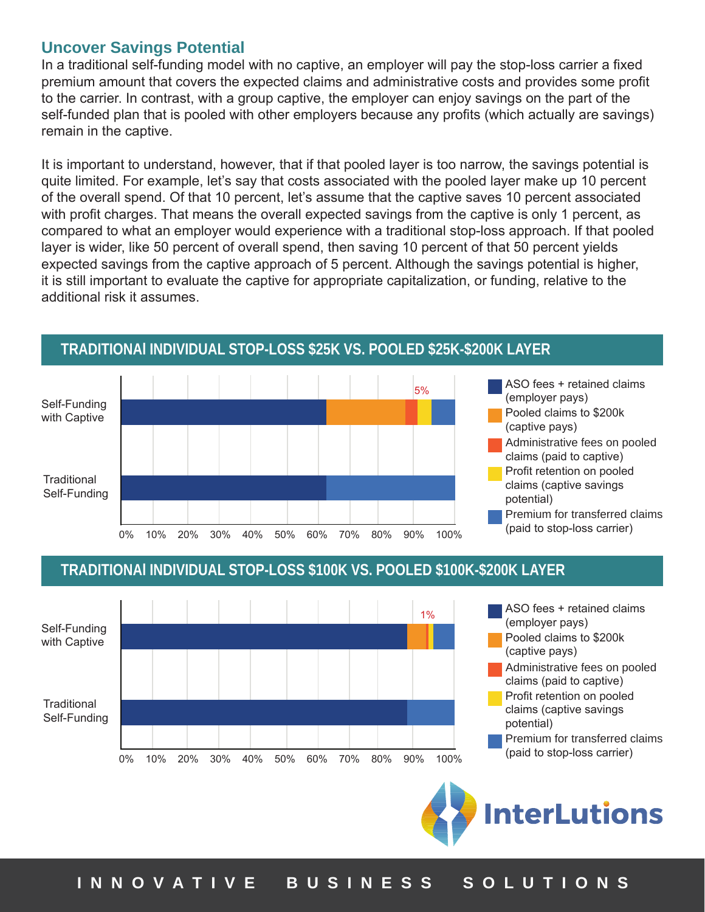## Uncover Savings Potential

In a traditional self-funding model with no captive, an employer will pay the stop-loss carrier a fixed premium amount that covers the expected claims and administrative costs and provides some profit to the carrier. In contrast, with a group captive, the employer can enjoy savings on the part of the self-funded plan that is pooled with other employers because any profits (which actually are savings) remain in the captive.

It is important to understand, however, that if that pooled layer is too narrow, the savings potential is quite limited. For example, let's say that costs associated with the pooled layer make up 10 percent of the overall spend. Of that 10 percent, let's assume that the captive saves 10 percent associated with profit charges. That means the overall expected savings from the captive is only 1 percent, as compared to what an employer would experience with a traditional stop-loss approach. If that pooled layer is wider, like 50 percent of overall spend, then saving 10 percent of that 50 percent yields expected savings from the captive approach of 5 percent. Although the savings potential is higher, it is still important to evaluate the captive for appropriate capitalization, or funding, relative to the additional risk it assumes.

### TRADITIONAl INDIVIDUAL STOP-LOSS $25K VS. POOLED $25K-$200K LAYER

Self-Funding with Captive

Traditional Self-Funding

5%

0% 10% 20% 30% 40% 50% 60% 70% 80% 90% 100%

- ASO fees + retained claims (employer pays)
- Pooled claims to $200k (captive pays)
- Administrative fees on pooled claims (paid to captive)
- Profit retention on pooled claims (captive savings potential)
- Premium for transferred claims (paid to stop-loss carrier)

### TRADITIONAl INDIVIDUAL STOP-LOSS $100K VS. POOLED $100K-$200K LAYER

Self-Funding with Captive

Traditional Self-Funding

1%

0% 10% 20% 30% 40% 50% 60% 70% 80% 90% 100%

- ASO fees + retained claims (employer pays)
- Pooled claims to $200k (captive pays)
- Administrative fees on pooled claims (paid to captive)
- Profit retention on pooled claims (captive savings potential)
- Premium for transferred claims (paid to stop-loss carrier)

InterLutions

INNOVATIVE BUSINESS SOLUTIONS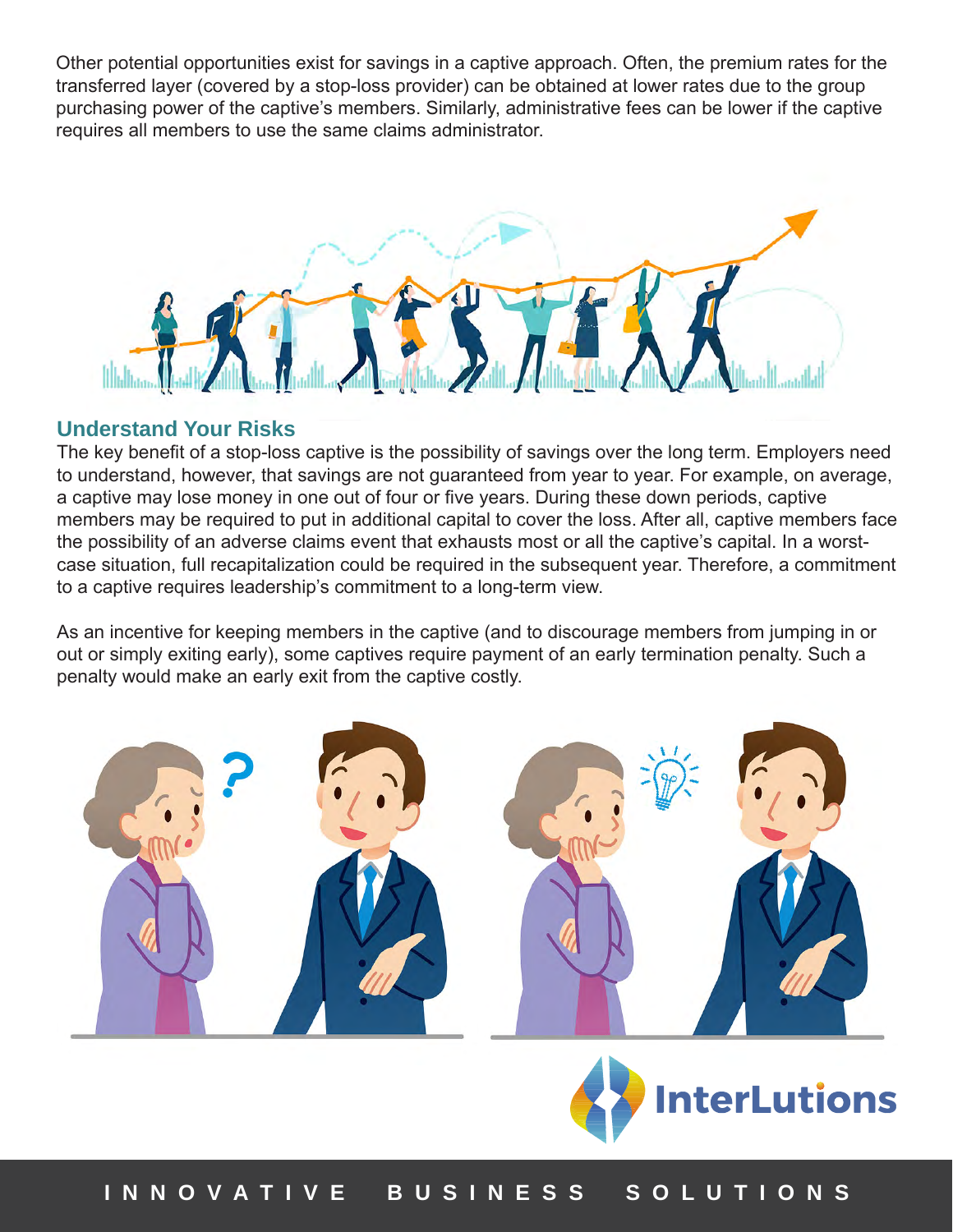Other potential opportunities exist for savings in a captive approach. Often, the premium rates for the transferred layer (covered by a stop-loss provider) can be obtained at lower rates due to the group purchasing power of the captive's members. Similarly, administrative fees can be lower if the captive requires all members to use the same claims administrator.

## Understand Your Risks

The key benefit of a stop-loss captive is the possibility of savings over the long term. Employers need to understand, however, that savings are not guaranteed from year to year. For example, on average, a captive may lose money in one out of four or five years. During these down periods, captive members may be required to put in additional capital to cover the loss. After all, captive members face the possibility of an adverse claims event that exhausts most or all the captive's capital. In a worst-case situation, full recapitalization could be required in the subsequent year. Therefore, a commitment to a captive requires leadership's commitment to a long-term view.

As an incentive for keeping members in the captive (and to discourage members from jumping in or out or simply exiting early), some captives require payment of an early termination penalty. Such a penalty would make an early exit from the captive costly.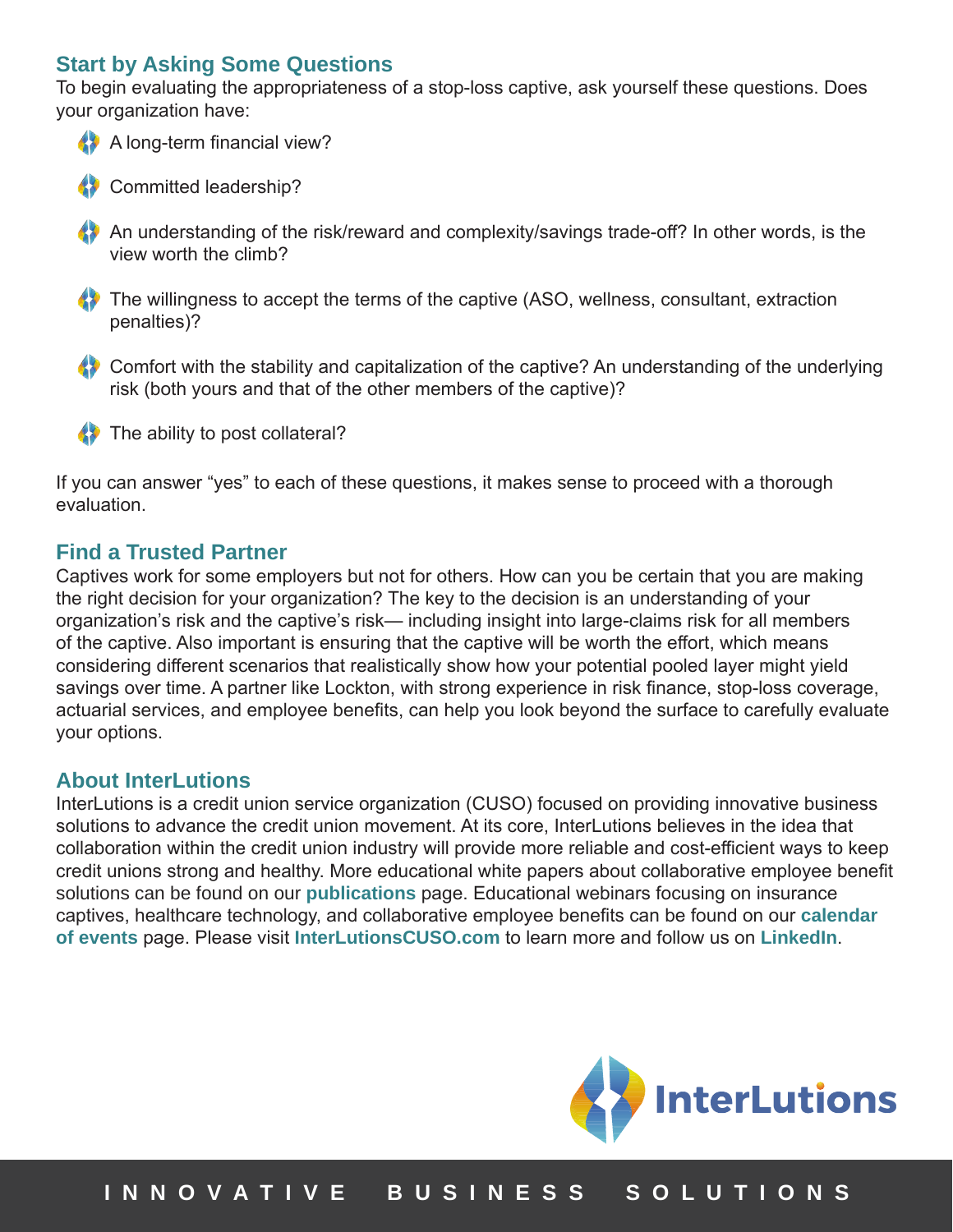## Start by Asking Some Questions

To begin evaluating the appropriateness of a stop-loss captive, ask yourself these questions. Does your organization have:

- A long-term financial view?
- Committed leadership?
- An understanding of the risk/reward and complexity/savings trade-off? In other words, is the view worth the climb?
- The willingness to accept the terms of the captive (ASO, wellness, consultant, extraction penalties)?
- Comfort with the stability and capitalization of the captive? An understanding of the underlying risk (both yours and that of the other members of the captive)?
- The ability to post collateral?

If you can answer "yes" to each of these questions, it makes sense to proceed with a thorough evaluation.

## Find a Trusted Partner

Captives work for some employers but not for others. How can you be certain that you are making the right decision for your organization? The key to the decision is an understanding of your organization's risk and the captive's risk— including insight into large-claims risk for all members of the captive. Also important is ensuring that the captive will be worth the effort, which means considering different scenarios that realistically show how your potential pooled layer might yield savings over time. A partner like Lockton, with strong experience in risk finance, stop-loss coverage, actuarial services, and employee benefits, can help you look beyond the surface to carefully evaluate your options.

## About InterLutions

InterLutions is a credit union service organization (CUSO) focused on providing innovative business solutions to advance the credit union movement. At its core, InterLutions believes in the idea that collaboration within the credit union industry will provide more reliable and cost-efficient ways to keep credit unions strong and healthy. More educational white papers about collaborative employee benefit solutions can be found on our **publications** page. Educational webinars focusing on insurance captives, healthcare technology, and collaborative employee benefits can be found on our **calendar of events** page. Please visit **InterLutionsCUSO.com** to learn more and follow us on **LinkedIn**.

InterLutions

INNOVATIVE BUSINESS SOLUTIONS